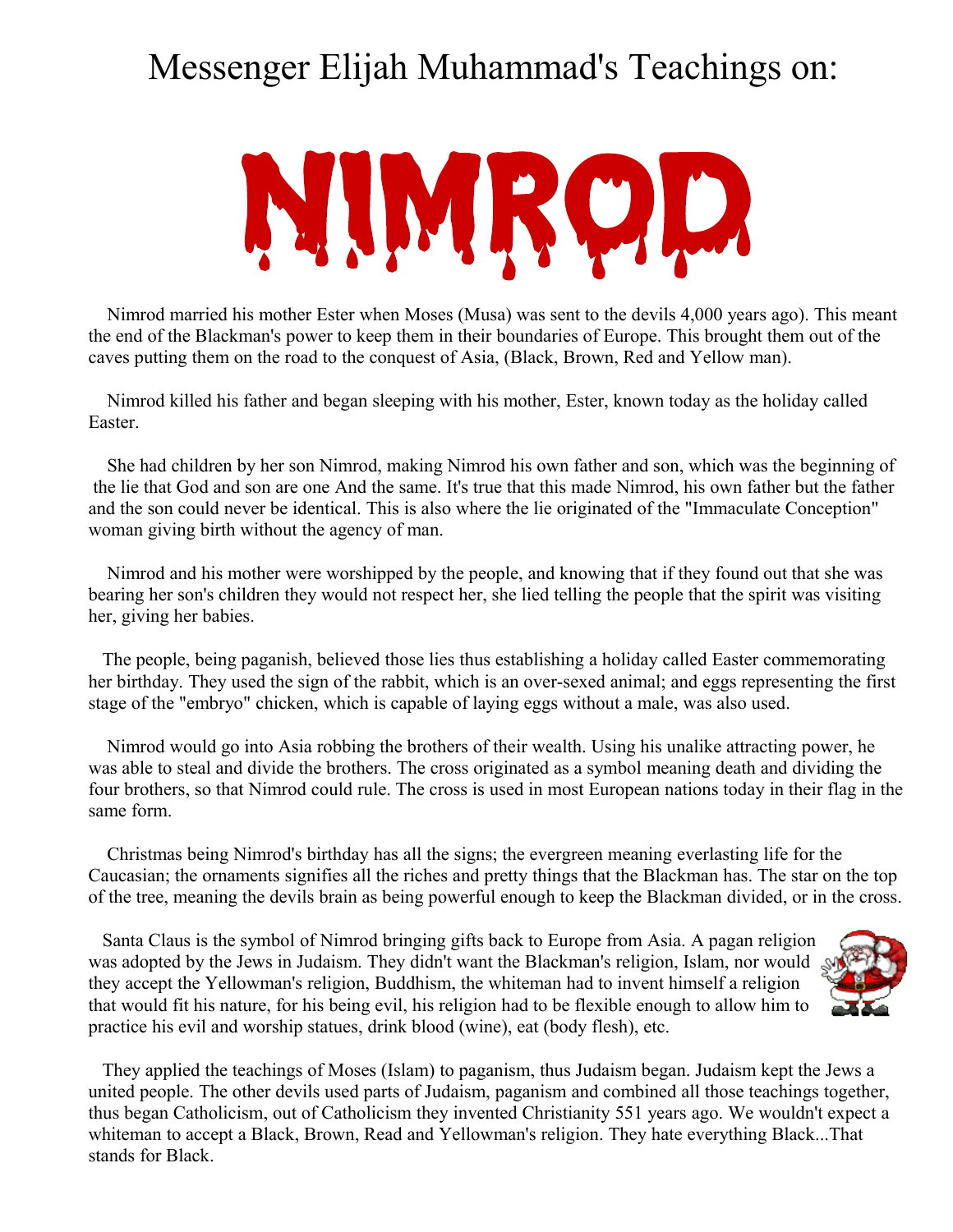# Messenger Elijah Muhammad's Teachings on:

# NIMROD

Nimrod married his mother Ester when Moses (Musa) was sent to the devils 4,000 years ago). This meant the end of the Blackman's power to keep them in their boundaries of Europe. This brought them out of the caves putting them on the road to the conquest of Asia, (Black, Brown, Red and Yellow man).

Nimrod killed his father and began sleeping with his mother, Ester, known today as the holiday called Easter.

She had children by her son Nimrod, making Nimrod his own father and son, which was the beginning of the lie that God and son are one And the same. It's true that this made Nimrod, his own father but the father and the son could never be identical. This is also where the lie originated of the "Immaculate Conception" woman giving birth without the agency of man.

Nimrod and his mother were worshipped by the people, and knowing that if they found out that she was bearing her son's children they would not respect her, she lied telling the people that the spirit was visiting her, giving her babies.

The people, being paganish, believed those lies thus establishing a holiday called Easter commemorating her birthday. They used the sign of the rabbit, which is an over-sexed animal; and eggs representing the first stage of the "embryo" chicken, which is capable of laying eggs without a male, was also used.

Nimrod would go into Asia robbing the brothers of their wealth. Using his unalike attracting power, he was able to steal and divide the brothers. The cross originated as a symbol meaning death and dividing the four brothers, so that Nimrod could rule. The cross is used in most European nations today in their flag in the same form.

Christmas being Nimrod's birthday has all the signs; the evergreen meaning everlasting life for the Caucasian; the ornaments signifies all the riches and pretty things that the Blackman has. The star on the top of the tree, meaning the devils brain as being powerful enough to keep the Blackman divided, or in the cross.

Santa Claus is the symbol of Nimrod bringing gifts back to Europe from Asia. A pagan religion was adopted by the Jews in Judaism. They didn't want the Blackman's religion, Islam, nor would they accept the Yellowman's religion, Buddhism, the whiteman had to invent himself a religion that would fit his nature, for his being evil, his religion had to be flexible enough to allow him to practice his evil and worship statues, drink blood (wine), eat (body flesh), etc.

They applied the teachings of Moses (Islam) to paganism, thus Judaism began. Judaism kept the Jews a united people. The other devils used parts of Judaism, paganism and combined all those teachings together, thus began Catholicism, out of Catholicism they invented Christianity 551 years ago. We wouldn't expect a whiteman to accept a Black, Brown, Read and Yellowman's religion. They hate everything Black...That stands for Black.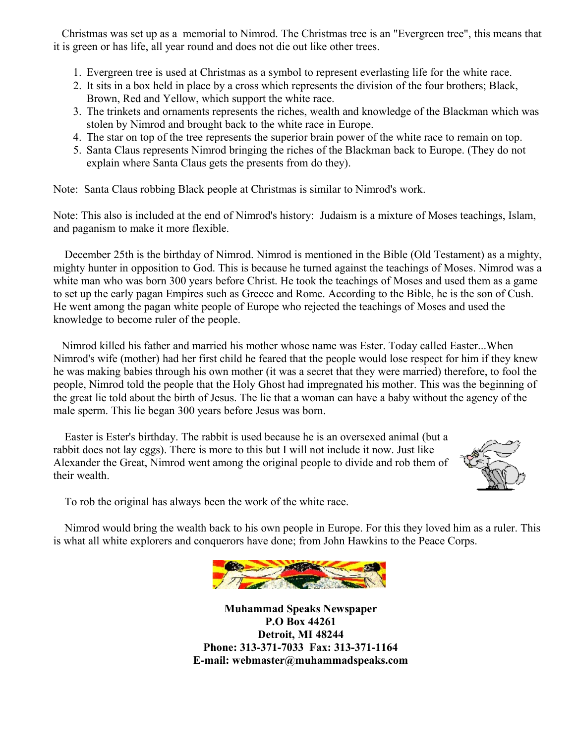Christmas was set up as a memorial to Nimrod. The Christmas tree is an "Evergreen tree", this means that it is green or has life, all year round and does not die out like other trees.

1. Evergreen tree is used at Christmas as a symbol to represent everlasting life for the white race.
2. It sits in a box held in place by a cross which represents the division of the four brothers; Black, Brown, Red and Yellow, which support the white race.
3. The trinkets and ornaments represents the riches, wealth and knowledge of the Blackman which was stolen by Nimrod and brought back to the white race in Europe.
4. The star on top of the tree represents the superior brain power of the white race to remain on top.
5. Santa Claus represents Nimrod bringing the riches of the Blackman back to Europe. (They do not explain where Santa Claus gets the presents from do they).

Note: Santa Claus robbing Black people at Christmas is similar to Nimrod's work.

Note: This also is included at the end of Nimrod's history: Judaism is a mixture of Moses teachings, Islam, and paganism to make it more flexible.

December 25th is the birthday of Nimrod. Nimrod is mentioned in the Bible (Old Testament) as a mighty, mighty hunter in opposition to God. This is because he turned against the teachings of Moses. Nimrod was a white man who was born 300 years before Christ. He took the teachings of Moses and used them as a game to set up the early pagan Empires such as Greece and Rome. According to the Bible, he is the son of Cush. He went among the pagan white people of Europe who rejected the teachings of Moses and used the knowledge to become ruler of the people.

Nimrod killed his father and married his mother whose name was Ester. Today called Easter...When Nimrod's wife (mother) had her first child he feared that the people would lose respect for him if they knew he was making babies through his own mother (it was a secret that they were married) therefore, to fool the people, Nimrod told the people that the Holy Ghost had impregnated his mother. This was the beginning of the great lie told about the birth of Jesus. The lie that a woman can have a baby without the agency of the male sperm. This lie began 300 years before Jesus was born.

Easter is Ester's birthday. The rabbit is used because he is an oversexed animal (but a rabbit does not lay eggs). There is more to this but I will not include it now. Just like Alexander the Great, Nimrod went among the original people to divide and rob them of their wealth.

To rob the original has always been the work of the white race.

Nimrod would bring the wealth back to his own people in Europe. For this they loved him as a ruler. This is what all white explorers and conquerors have done; from John Hawkins to the Peace Corps.

**Muhammad Speaks Newspaper**
**P.O Box 44261**
**Detroit, MI 48244**
**Phone: 313-371-7033 Fax: 313-371-1164**
**E-mail: webmaster@muhammadspeaks.com**